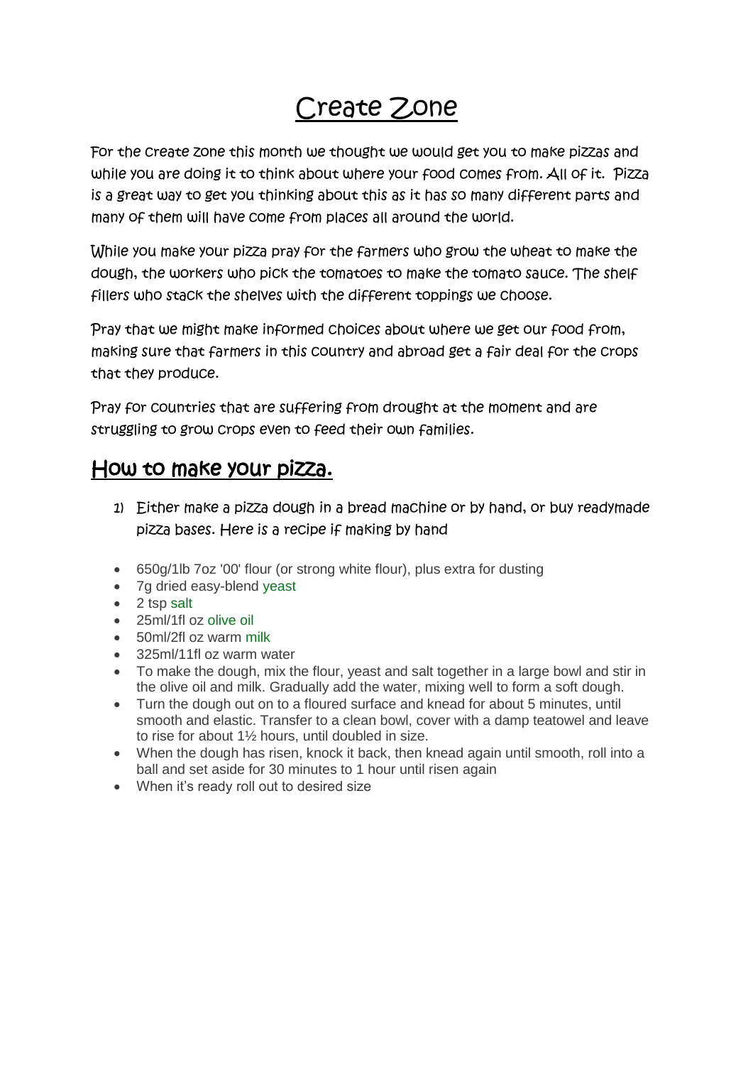# Create Zone

For the create zone this month we thought we would get you to make pizzas and while you are doing it to think about where your food comes from. All of it. Pizza is a great way to get you thinking about this as it has so many different parts and many of them will have come from places all around the world.

While you make your pizza pray for the farmers who grow the wheat to make the dough, the workers who pick the tomatoes to make the tomato sauce. The shelf fillers who stack the shelves with the different toppings we choose.

Pray that we might make informed choices about where we get our food from, making sure that farmers in this country and abroad get a fair deal for the crops that they produce.

Pray for countries that are suffering from drought at the moment and are struggling to grow crops even to feed their own families.

## How to make your pizza.

1) Either make a pizza dough in a bread machine or by hand, or buy readymade pizza bases. Here is a recipe if making by hand

- 650g/1lb 7oz '00' flour (or strong white flour), plus extra for dusting
- 7g dried easy-blend yeast
- 2 tsp salt
- 25ml/1fl oz olive oil
- 50ml/2fl oz warm milk
- 325ml/11fl oz warm water
- To make the dough, mix the flour, yeast and salt together in a large bowl and stir in the olive oil and milk. Gradually add the water, mixing well to form a soft dough.
- Turn the dough out on to a floured surface and knead for about 5 minutes, until smooth and elastic. Transfer to a clean bowl, cover with a damp teatowel and leave to rise for about 1½ hours, until doubled in size.
- When the dough has risen, knock it back, then knead again until smooth, roll into a ball and set aside for 30 minutes to 1 hour until risen again
- When it's ready roll out to desired size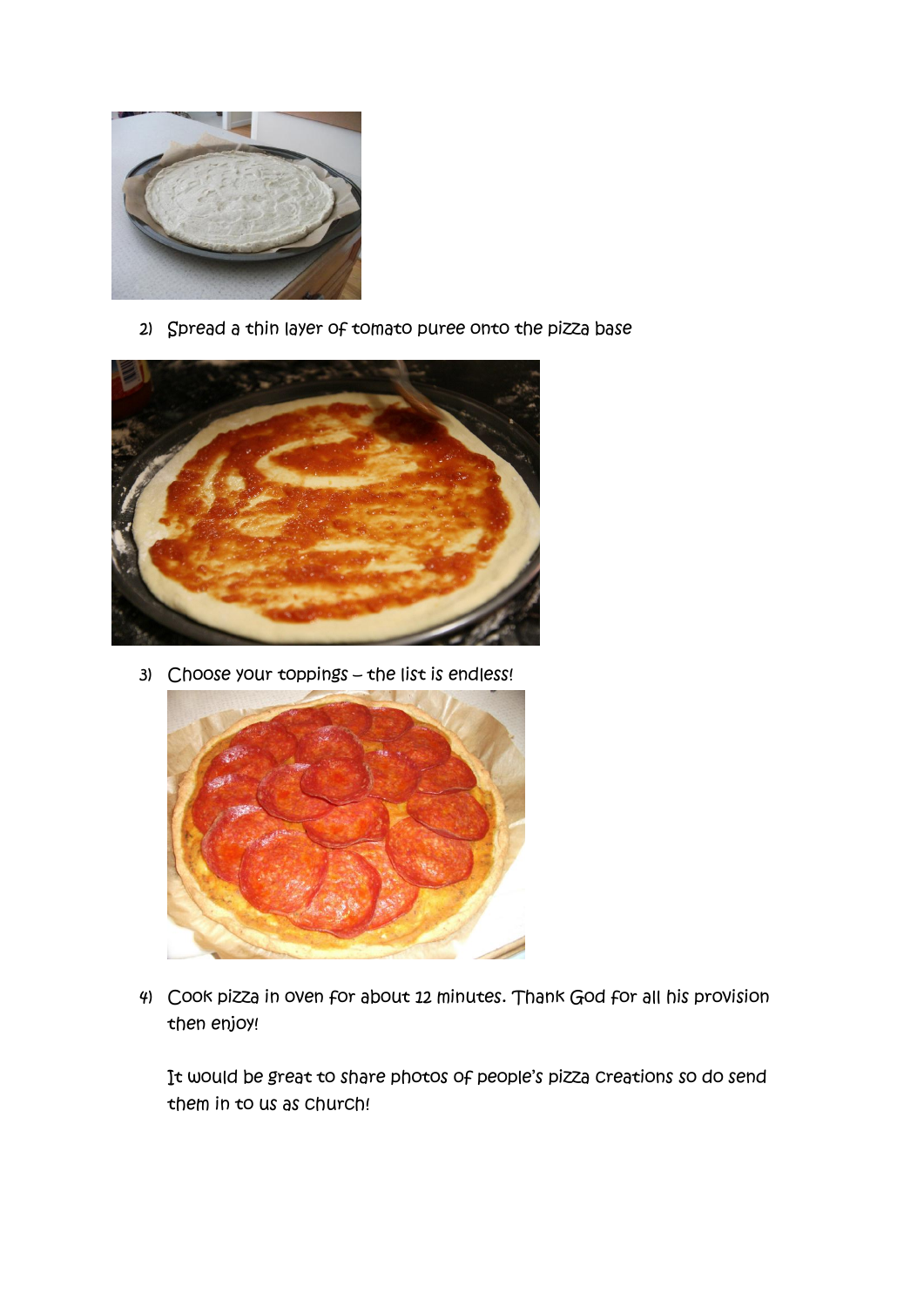2) Spread a thin layer of tomato puree onto the pizza base

3) Choose your toppings – the list is endless!

4) Cook pizza in oven for about 12 minutes. Thank God for all his provision then enjoy!

   It would be great to share photos of people's pizza creations so do send them in to us as church!